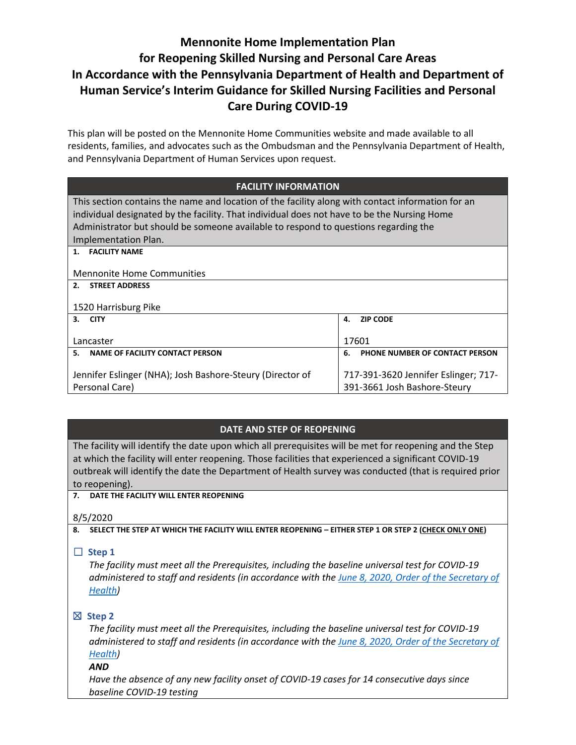# Mennonite Home Implementation Plan for Reopening Skilled Nursing and Personal Care Areas In Accordance with the Pennsylvania Department of Health and Department of Human Service's Interim Guidance for Skilled Nursing Facilities and Personal Care During COVID-19

This plan will be posted on the Mennonite Home Communities website and made available to all residents, families, and advocates such as the Ombudsman and the Pennsylvania Department of Health, and Pennsylvania Department of Human Services upon request.

## FACILITY INFORMATION

This section contains the name and location of the facility along with contact information for an individual designated by the facility. That individual does not have to be the Nursing Home Administrator but should be someone available to respond to questions regarding the Implementation Plan.

**1. FACILITY NAME**

Mennonite Home Communities

**2. STREET ADDRESS**

1520 Harrisburg Pike

| **3. CITY** | **4. ZIP CODE** |
|---|---|
| Lancaster | 17601 |

| **5. NAME OF FACILITY CONTACT PERSON** | **6. PHONE NUMBER OF CONTACT PERSON** |
|---|---|
| Jennifer Eslinger (NHA); Josh Bashore-Steury (Director of Personal Care) | 717-391-3620 Jennifer Eslinger; 717-391-3661 Josh Bashore-Steury |

## DATE AND STEP OF REOPENING

The facility will identify the date upon which all prerequisites will be met for reopening and the Step at which the facility will enter reopening. Those facilities that experienced a significant COVID-19 outbreak will identify the date the Department of Health survey was conducted (that is required prior to reopening).

**7. DATE THE FACILITY WILL ENTER REOPENING**

8/5/2020

**8. SELECT THE STEP AT WHICH THE FACILITY WILL ENTER REOPENING – EITHER STEP 1 OR STEP 2 (CHECK ONLY ONE)**

☐ **Step 1**

*The facility must meet all the Prerequisites, including the baseline universal test for COVID-19 administered to staff and residents (in accordance with the June 8, 2020, Order of the Secretary of Health)*

☒ **Step 2**

*The facility must meet all the Prerequisites, including the baseline universal test for COVID-19 administered to staff and residents (in accordance with the June 8, 2020, Order of the Secretary of Health)*

***AND***

*Have the absence of any new facility onset of COVID-19 cases for 14 consecutive days since baseline COVID-19 testing*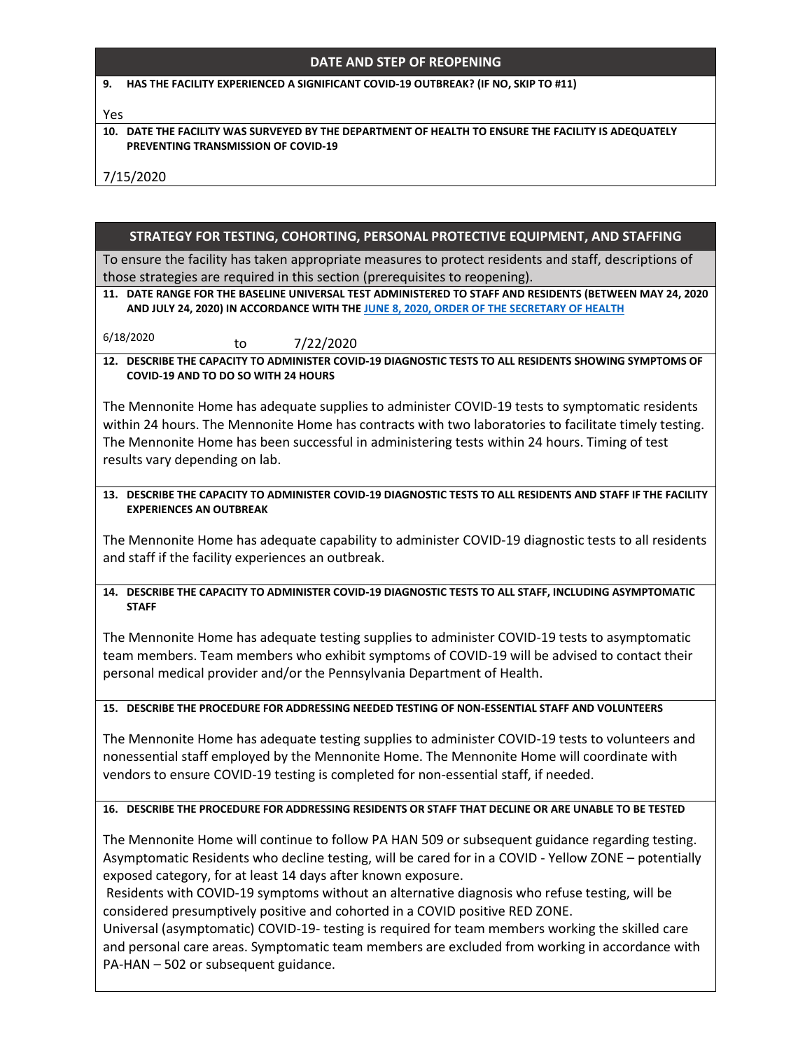## DATE AND STEP OF REOPENING

**9. HAS THE FACILITY EXPERIENCED A SIGNIFICANT COVID-19 OUTBREAK? (IF NO, SKIP TO #11)**

Yes

**10. DATE THE FACILITY WAS SURVEYED BY THE DEPARTMENT OF HEALTH TO ENSURE THE FACILITY IS ADEQUATELY PREVENTING TRANSMISSION OF COVID-19**

7/15/2020

## STRATEGY FOR TESTING, COHORTING, PERSONAL PROTECTIVE EQUIPMENT, AND STAFFING

To ensure the facility has taken appropriate measures to protect residents and staff, descriptions of those strategies are required in this section (prerequisites to reopening).

**11. DATE RANGE FOR THE BASELINE UNIVERSAL TEST ADMINISTERED TO STAFF AND RESIDENTS (BETWEEN MAY 24, 2020 AND JULY 24, 2020) IN ACCORDANCE WITH THE JUNE 8, 2020, ORDER OF THE SECRETARY OF HEALTH**

6/18/2020 to 7/22/2020

**12. DESCRIBE THE CAPACITY TO ADMINISTER COVID-19 DIAGNOSTIC TESTS TO ALL RESIDENTS SHOWING SYMPTOMS OF COVID-19 AND TO DO SO WITH 24 HOURS**

The Mennonite Home has adequate supplies to administer COVID-19 tests to symptomatic residents within 24 hours. The Mennonite Home has contracts with two laboratories to facilitate timely testing. The Mennonite Home has been successful in administering tests within 24 hours. Timing of test results vary depending on lab.

**13. DESCRIBE THE CAPACITY TO ADMINISTER COVID-19 DIAGNOSTIC TESTS TO ALL RESIDENTS AND STAFF IF THE FACILITY EXPERIENCES AN OUTBREAK**

The Mennonite Home has adequate capability to administer COVID-19 diagnostic tests to all residents and staff if the facility experiences an outbreak.

**14. DESCRIBE THE CAPACITY TO ADMINISTER COVID-19 DIAGNOSTIC TESTS TO ALL STAFF, INCLUDING ASYMPTOMATIC STAFF**

The Mennonite Home has adequate testing supplies to administer COVID-19 tests to asymptomatic team members. Team members who exhibit symptoms of COVID-19 will be advised to contact their personal medical provider and/or the Pennsylvania Department of Health.

**15. DESCRIBE THE PROCEDURE FOR ADDRESSING NEEDED TESTING OF NON-ESSENTIAL STAFF AND VOLUNTEERS**

The Mennonite Home has adequate testing supplies to administer COVID-19 tests to volunteers and nonessential staff employed by the Mennonite Home. The Mennonite Home will coordinate with vendors to ensure COVID-19 testing is completed for non-essential staff, if needed.

**16. DESCRIBE THE PROCEDURE FOR ADDRESSING RESIDENTS OR STAFF THAT DECLINE OR ARE UNABLE TO BE TESTED**

The Mennonite Home will continue to follow PA HAN 509 or subsequent guidance regarding testing. Asymptomatic Residents who decline testing, will be cared for in a COVID - Yellow ZONE – potentially exposed category, for at least 14 days after known exposure.

Residents with COVID-19 symptoms without an alternative diagnosis who refuse testing, will be considered presumptively positive and cohorted in a COVID positive RED ZONE.

Universal (asymptomatic) COVID-19- testing is required for team members working the skilled care and personal care areas. Symptomatic team members are excluded from working in accordance with PA-HAN – 502 or subsequent guidance.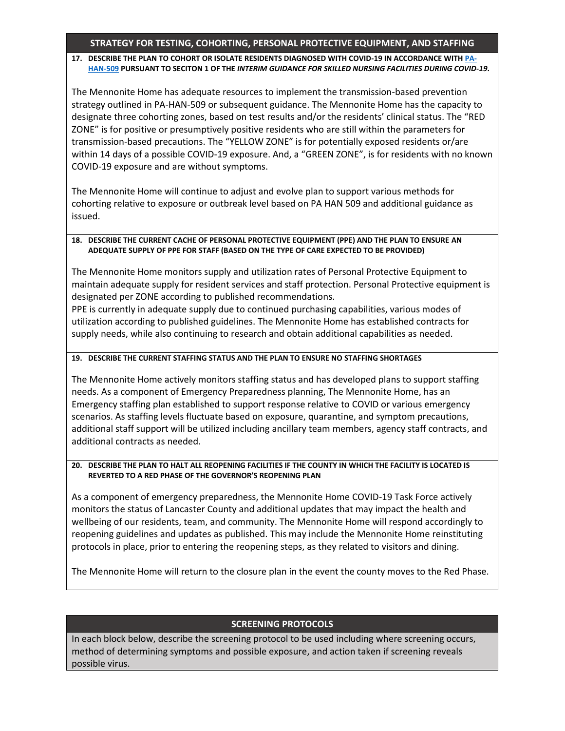## STRATEGY FOR TESTING, COHORTING, PERSONAL PROTECTIVE EQUIPMENT, AND STAFFING

**17. DESCRIBE THE PLAN TO COHORT OR ISOLATE RESIDENTS DIAGNOSED WITH COVID-19 IN ACCORDANCE WITH PA-HAN-509 PURSUANT TO SECITON 1 OF THE *INTERIM GUIDANCE FOR SKILLED NURSING FACILITIES DURING COVID-19*.**

The Mennonite Home has adequate resources to implement the transmission-based prevention strategy outlined in PA-HAN-509 or subsequent guidance. The Mennonite Home has the capacity to designate three cohorting zones, based on test results and/or the residents' clinical status. The "RED ZONE" is for positive or presumptively positive residents who are still within the parameters for transmission-based precautions. The "YELLOW ZONE" is for potentially exposed residents or/are within 14 days of a possible COVID-19 exposure. And, a "GREEN ZONE", is for residents with no known COVID-19 exposure and are without symptoms.

The Mennonite Home will continue to adjust and evolve plan to support various methods for cohorting relative to exposure or outbreak level based on PA HAN 509 and additional guidance as issued.

**18. DESCRIBE THE CURRENT CACHE OF PERSONAL PROTECTIVE EQUIPMENT (PPE) AND THE PLAN TO ENSURE AN ADEQUATE SUPPLY OF PPE FOR STAFF (BASED ON THE TYPE OF CARE EXPECTED TO BE PROVIDED)**

The Mennonite Home monitors supply and utilization rates of Personal Protective Equipment to maintain adequate supply for resident services and staff protection. Personal Protective equipment is designated per ZONE according to published recommendations.
PPE is currently in adequate supply due to continued purchasing capabilities, various modes of utilization according to published guidelines. The Mennonite Home has established contracts for supply needs, while also continuing to research and obtain additional capabilities as needed.

**19. DESCRIBE THE CURRENT STAFFING STATUS AND THE PLAN TO ENSURE NO STAFFING SHORTAGES**

The Mennonite Home actively monitors staffing status and has developed plans to support staffing needs. As a component of Emergency Preparedness planning, The Mennonite Home, has an Emergency staffing plan established to support response relative to COVID or various emergency scenarios. As staffing levels fluctuate based on exposure, quarantine, and symptom precautions, additional staff support will be utilized including ancillary team members, agency staff contracts, and additional contracts as needed.

**20. DESCRIBE THE PLAN TO HALT ALL REOPENING FACILITIES IF THE COUNTY IN WHICH THE FACILITY IS LOCATED IS REVERTED TO A RED PHASE OF THE GOVERNOR'S REOPENING PLAN**

As a component of emergency preparedness, the Mennonite Home COVID-19 Task Force actively monitors the status of Lancaster County and additional updates that may impact the health and wellbeing of our residents, team, and community. The Mennonite Home will respond accordingly to reopening guidelines and updates as published. This may include the Mennonite Home reinstituting protocols in place, prior to entering the reopening steps, as they related to visitors and dining.

The Mennonite Home will return to the closure plan in the event the county moves to the Red Phase.

## SCREENING PROTOCOLS

In each block below, describe the screening protocol to be used including where screening occurs, method of determining symptoms and possible exposure, and action taken if screening reveals possible virus.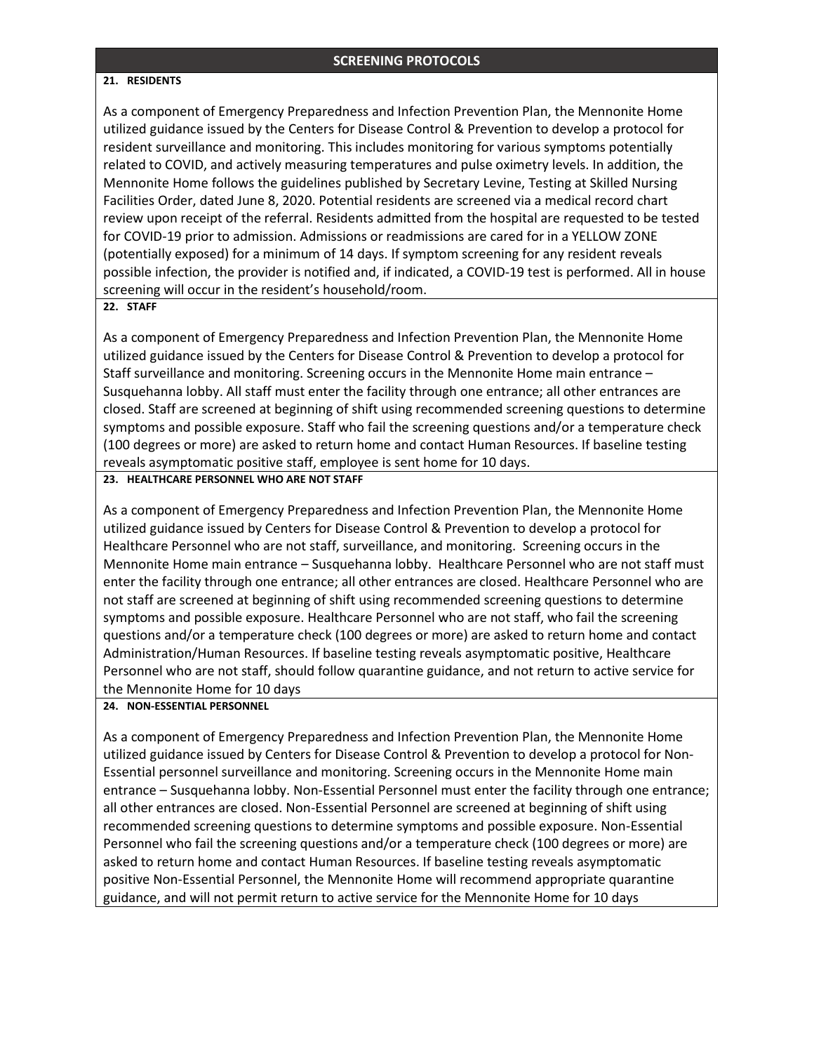## SCREENING PROTOCOLS

### 21. RESIDENTS

As a component of Emergency Preparedness and Infection Prevention Plan, the Mennonite Home utilized guidance issued by the Centers for Disease Control & Prevention to develop a protocol for resident surveillance and monitoring. This includes monitoring for various symptoms potentially related to COVID, and actively measuring temperatures and pulse oximetry levels. In addition, the Mennonite Home follows the guidelines published by Secretary Levine, Testing at Skilled Nursing Facilities Order, dated June 8, 2020. Potential residents are screened via a medical record chart review upon receipt of the referral. Residents admitted from the hospital are requested to be tested for COVID-19 prior to admission. Admissions or readmissions are cared for in a YELLOW ZONE (potentially exposed) for a minimum of 14 days. If symptom screening for any resident reveals possible infection, the provider is notified and, if indicated, a COVID-19 test is performed. All in house screening will occur in the resident's household/room.

### 22. STAFF

As a component of Emergency Preparedness and Infection Prevention Plan, the Mennonite Home utilized guidance issued by the Centers for Disease Control & Prevention to develop a protocol for Staff surveillance and monitoring. Screening occurs in the Mennonite Home main entrance – Susquehanna lobby. All staff must enter the facility through one entrance; all other entrances are closed. Staff are screened at beginning of shift using recommended screening questions to determine symptoms and possible exposure. Staff who fail the screening questions and/or a temperature check (100 degrees or more) are asked to return home and contact Human Resources. If baseline testing reveals asymptomatic positive staff, employee is sent home for 10 days.

### 23. HEALTHCARE PERSONNEL WHO ARE NOT STAFF

As a component of Emergency Preparedness and Infection Prevention Plan, the Mennonite Home utilized guidance issued by Centers for Disease Control & Prevention to develop a protocol for Healthcare Personnel who are not staff, surveillance, and monitoring. Screening occurs in the Mennonite Home main entrance – Susquehanna lobby. Healthcare Personnel who are not staff must enter the facility through one entrance; all other entrances are closed. Healthcare Personnel who are not staff are screened at beginning of shift using recommended screening questions to determine symptoms and possible exposure. Healthcare Personnel who are not staff, who fail the screening questions and/or a temperature check (100 degrees or more) are asked to return home and contact Administration/Human Resources. If baseline testing reveals asymptomatic positive, Healthcare Personnel who are not staff, should follow quarantine guidance, and not return to active service for the Mennonite Home for 10 days

### 24. NON-ESSENTIAL PERSONNEL

As a component of Emergency Preparedness and Infection Prevention Plan, the Mennonite Home utilized guidance issued by Centers for Disease Control & Prevention to develop a protocol for Non-Essential personnel surveillance and monitoring. Screening occurs in the Mennonite Home main entrance – Susquehanna lobby. Non-Essential Personnel must enter the facility through one entrance; all other entrances are closed. Non-Essential Personnel are screened at beginning of shift using recommended screening questions to determine symptoms and possible exposure. Non-Essential Personnel who fail the screening questions and/or a temperature check (100 degrees or more) are asked to return home and contact Human Resources. If baseline testing reveals asymptomatic positive Non-Essential Personnel, the Mennonite Home will recommend appropriate quarantine guidance, and will not permit return to active service for the Mennonite Home for 10 days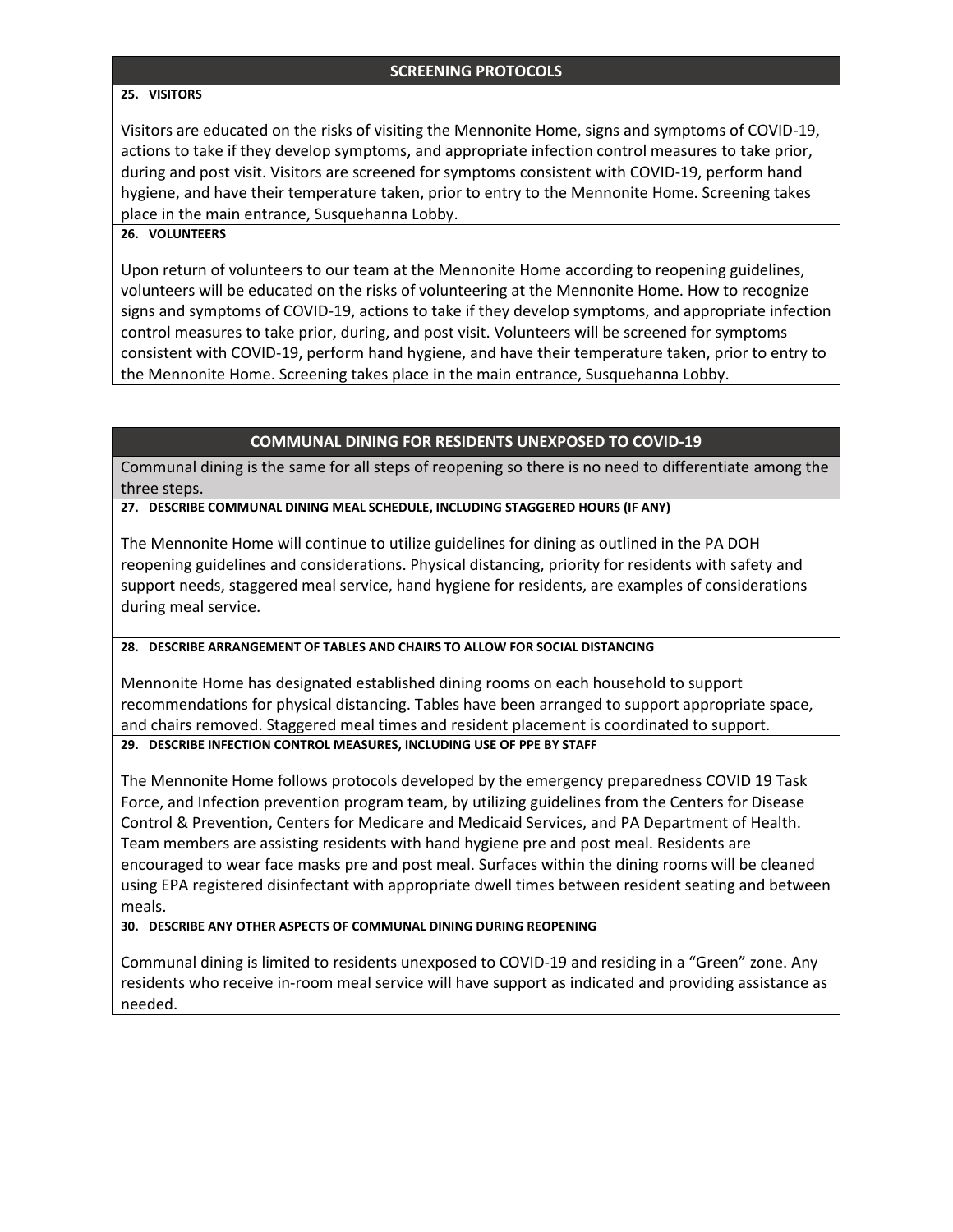## SCREENING PROTOCOLS

**25. VISITORS**

Visitors are educated on the risks of visiting the Mennonite Home, signs and symptoms of COVID-19, actions to take if they develop symptoms, and appropriate infection control measures to take prior, during and post visit. Visitors are screened for symptoms consistent with COVID-19, perform hand hygiene, and have their temperature taken, prior to entry to the Mennonite Home. Screening takes place in the main entrance, Susquehanna Lobby.

**26. VOLUNTEERS**

Upon return of volunteers to our team at the Mennonite Home according to reopening guidelines, volunteers will be educated on the risks of volunteering at the Mennonite Home. How to recognize signs and symptoms of COVID-19, actions to take if they develop symptoms, and appropriate infection control measures to take prior, during, and post visit. Volunteers will be screened for symptoms consistent with COVID-19, perform hand hygiene, and have their temperature taken, prior to entry to the Mennonite Home. Screening takes place in the main entrance, Susquehanna Lobby.

## COMMUNAL DINING FOR RESIDENTS UNEXPOSED TO COVID-19

Communal dining is the same for all steps of reopening so there is no need to differentiate among the three steps.

**27. DESCRIBE COMMUNAL DINING MEAL SCHEDULE, INCLUDING STAGGERED HOURS (IF ANY)**

The Mennonite Home will continue to utilize guidelines for dining as outlined in the PA DOH reopening guidelines and considerations. Physical distancing, priority for residents with safety and support needs, staggered meal service, hand hygiene for residents, are examples of considerations during meal service.

**28. DESCRIBE ARRANGEMENT OF TABLES AND CHAIRS TO ALLOW FOR SOCIAL DISTANCING**

Mennonite Home has designated established dining rooms on each household to support recommendations for physical distancing. Tables have been arranged to support appropriate space, and chairs removed. Staggered meal times and resident placement is coordinated to support.

**29. DESCRIBE INFECTION CONTROL MEASURES, INCLUDING USE OF PPE BY STAFF**

The Mennonite Home follows protocols developed by the emergency preparedness COVID 19 Task Force, and Infection prevention program team, by utilizing guidelines from the Centers for Disease Control & Prevention, Centers for Medicare and Medicaid Services, and PA Department of Health. Team members are assisting residents with hand hygiene pre and post meal. Residents are encouraged to wear face masks pre and post meal. Surfaces within the dining rooms will be cleaned using EPA registered disinfectant with appropriate dwell times between resident seating and between meals.

**30. DESCRIBE ANY OTHER ASPECTS OF COMMUNAL DINING DURING REOPENING**

Communal dining is limited to residents unexposed to COVID-19 and residing in a "Green" zone. Any residents who receive in-room meal service will have support as indicated and providing assistance as needed.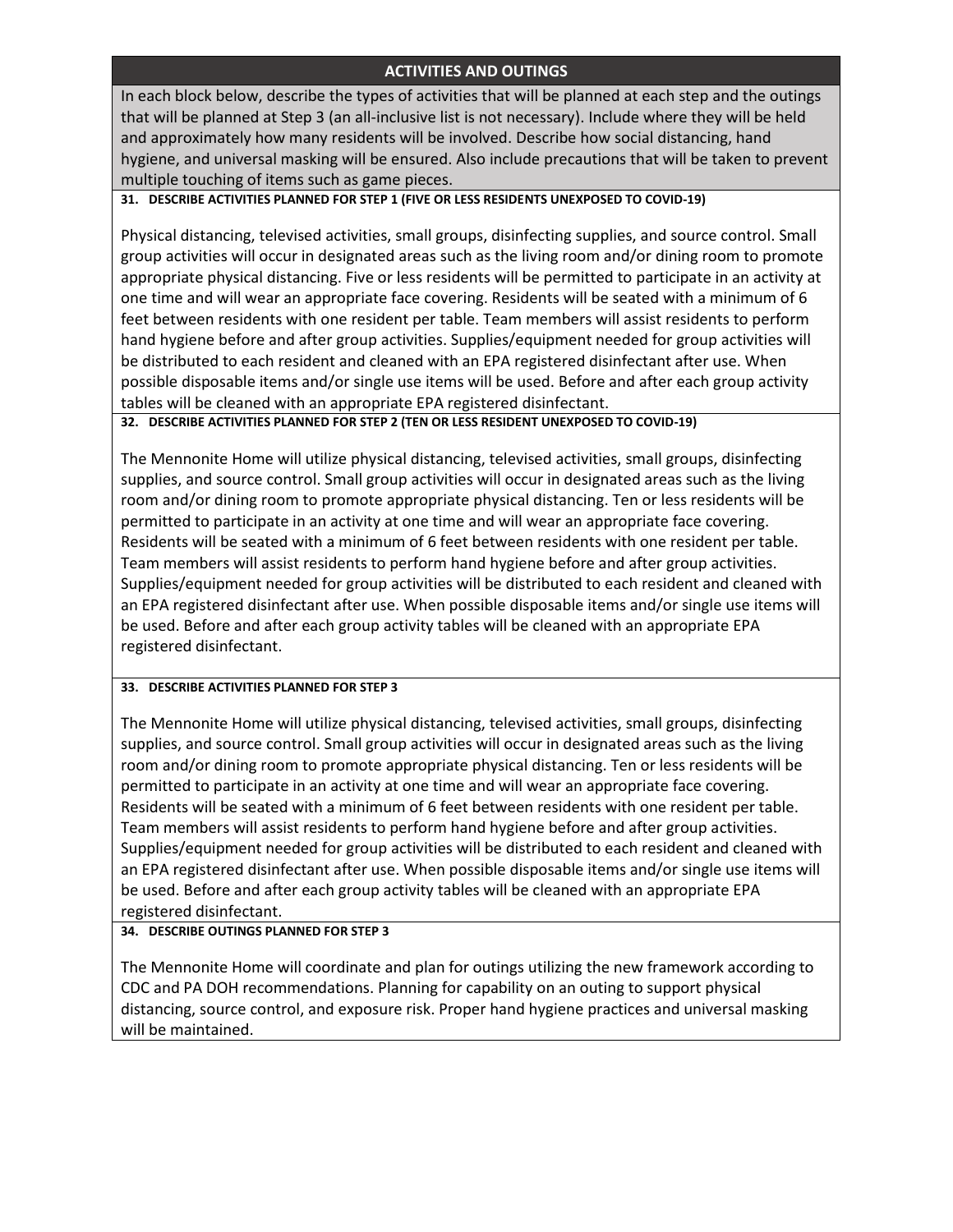## ACTIVITIES AND OUTINGS

In each block below, describe the types of activities that will be planned at each step and the outings that will be planned at Step 3 (an all-inclusive list is not necessary). Include where they will be held and approximately how many residents will be involved. Describe how social distancing, hand hygiene, and universal masking will be ensured. Also include precautions that will be taken to prevent multiple touching of items such as game pieces.

**31. DESCRIBE ACTIVITIES PLANNED FOR STEP 1 (FIVE OR LESS RESIDENTS UNEXPOSED TO COVID-19)**

Physical distancing, televised activities, small groups, disinfecting supplies, and source control. Small group activities will occur in designated areas such as the living room and/or dining room to promote appropriate physical distancing. Five or less residents will be permitted to participate in an activity at one time and will wear an appropriate face covering. Residents will be seated with a minimum of 6 feet between residents with one resident per table. Team members will assist residents to perform hand hygiene before and after group activities. Supplies/equipment needed for group activities will be distributed to each resident and cleaned with an EPA registered disinfectant after use. When possible disposable items and/or single use items will be used. Before and after each group activity tables will be cleaned with an appropriate EPA registered disinfectant.

**32. DESCRIBE ACTIVITIES PLANNED FOR STEP 2 (TEN OR LESS RESIDENT UNEXPOSED TO COVID-19)**

The Mennonite Home will utilize physical distancing, televised activities, small groups, disinfecting supplies, and source control. Small group activities will occur in designated areas such as the living room and/or dining room to promote appropriate physical distancing. Ten or less residents will be permitted to participate in an activity at one time and will wear an appropriate face covering. Residents will be seated with a minimum of 6 feet between residents with one resident per table. Team members will assist residents to perform hand hygiene before and after group activities. Supplies/equipment needed for group activities will be distributed to each resident and cleaned with an EPA registered disinfectant after use. When possible disposable items and/or single use items will be used. Before and after each group activity tables will be cleaned with an appropriate EPA registered disinfectant.

**33. DESCRIBE ACTIVITIES PLANNED FOR STEP 3**

The Mennonite Home will utilize physical distancing, televised activities, small groups, disinfecting supplies, and source control. Small group activities will occur in designated areas such as the living room and/or dining room to promote appropriate physical distancing. Ten or less residents will be permitted to participate in an activity at one time and will wear an appropriate face covering. Residents will be seated with a minimum of 6 feet between residents with one resident per table. Team members will assist residents to perform hand hygiene before and after group activities. Supplies/equipment needed for group activities will be distributed to each resident and cleaned with an EPA registered disinfectant after use. When possible disposable items and/or single use items will be used. Before and after each group activity tables will be cleaned with an appropriate EPA registered disinfectant.

**34. DESCRIBE OUTINGS PLANNED FOR STEP 3**

The Mennonite Home will coordinate and plan for outings utilizing the new framework according to CDC and PA DOH recommendations. Planning for capability on an outing to support physical distancing, source control, and exposure risk. Proper hand hygiene practices and universal masking will be maintained.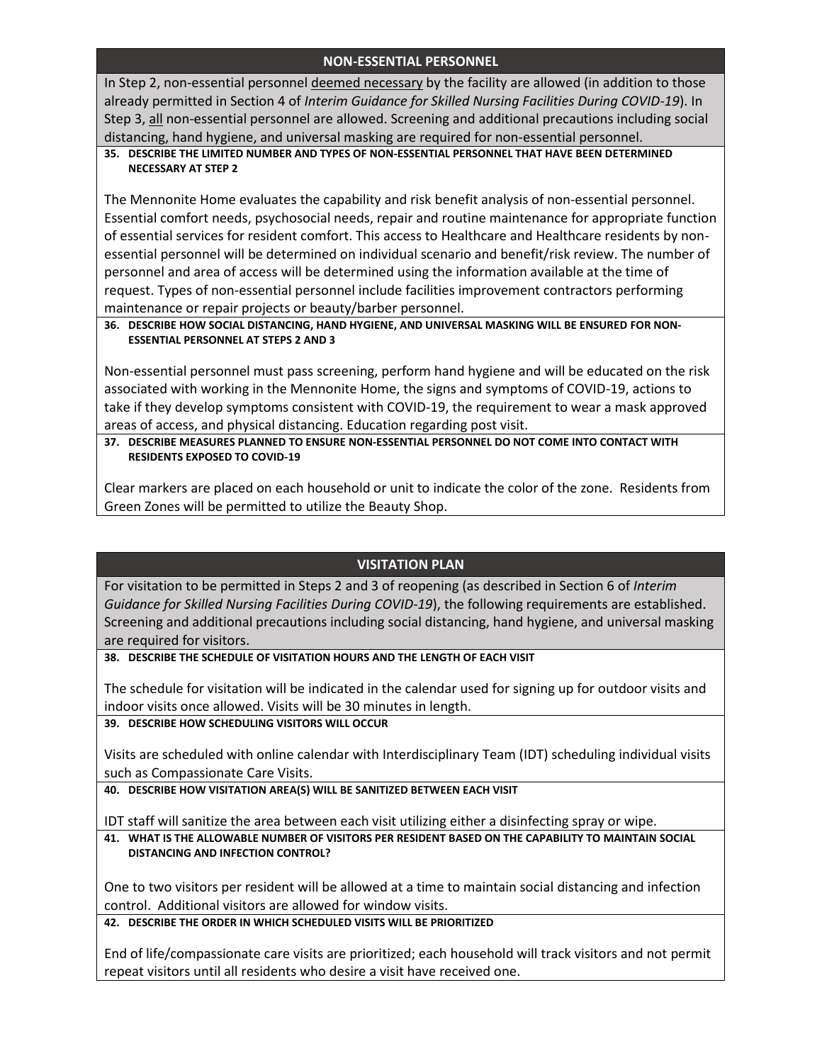## NON-ESSENTIAL PERSONNEL

In Step 2, non-essential personnel deemed necessary by the facility are allowed (in addition to those already permitted in Section 4 of *Interim Guidance for Skilled Nursing Facilities During COVID-19*). In Step 3, all non-essential personnel are allowed. Screening and additional precautions including social distancing, hand hygiene, and universal masking are required for non-essential personnel.

**35. DESCRIBE THE LIMITED NUMBER AND TYPES OF NON-ESSENTIAL PERSONNEL THAT HAVE BEEN DETERMINED NECESSARY AT STEP 2**

The Mennonite Home evaluates the capability and risk benefit analysis of non-essential personnel. Essential comfort needs, psychosocial needs, repair and routine maintenance for appropriate function of essential services for resident comfort. This access to Healthcare and Healthcare residents by non-essential personnel will be determined on individual scenario and benefit/risk review. The number of personnel and area of access will be determined using the information available at the time of request. Types of non-essential personnel include facilities improvement contractors performing maintenance or repair projects or beauty/barber personnel.

**36. DESCRIBE HOW SOCIAL DISTANCING, HAND HYGIENE, AND UNIVERSAL MASKING WILL BE ENSURED FOR NON-ESSENTIAL PERSONNEL AT STEPS 2 AND 3**

Non-essential personnel must pass screening, perform hand hygiene and will be educated on the risk associated with working in the Mennonite Home, the signs and symptoms of COVID-19, actions to take if they develop symptoms consistent with COVID-19, the requirement to wear a mask approved areas of access, and physical distancing. Education regarding post visit.

**37. DESCRIBE MEASURES PLANNED TO ENSURE NON-ESSENTIAL PERSONNEL DO NOT COME INTO CONTACT WITH RESIDENTS EXPOSED TO COVID-19**

Clear markers are placed on each household or unit to indicate the color of the zone. Residents from Green Zones will be permitted to utilize the Beauty Shop.

## VISITATION PLAN

For visitation to be permitted in Steps 2 and 3 of reopening (as described in Section 6 of *Interim Guidance for Skilled Nursing Facilities During COVID-19*), the following requirements are established. Screening and additional precautions including social distancing, hand hygiene, and universal masking are required for visitors.

**38. DESCRIBE THE SCHEDULE OF VISITATION HOURS AND THE LENGTH OF EACH VISIT**

The schedule for visitation will be indicated in the calendar used for signing up for outdoor visits and indoor visits once allowed. Visits will be 30 minutes in length.

**39. DESCRIBE HOW SCHEDULING VISITORS WILL OCCUR**

Visits are scheduled with online calendar with Interdisciplinary Team (IDT) scheduling individual visits such as Compassionate Care Visits.

**40. DESCRIBE HOW VISITATION AREA(S) WILL BE SANITIZED BETWEEN EACH VISIT**

IDT staff will sanitize the area between each visit utilizing either a disinfecting spray or wipe.

**41. WHAT IS THE ALLOWABLE NUMBER OF VISITORS PER RESIDENT BASED ON THE CAPABILITY TO MAINTAIN SOCIAL DISTANCING AND INFECTION CONTROL?**

One to two visitors per resident will be allowed at a time to maintain social distancing and infection control. Additional visitors are allowed for window visits.

**42. DESCRIBE THE ORDER IN WHICH SCHEDULED VISITS WILL BE PRIORITIZED**

End of life/compassionate care visits are prioritized; each household will track visitors and not permit repeat visitors until all residents who desire a visit have received one.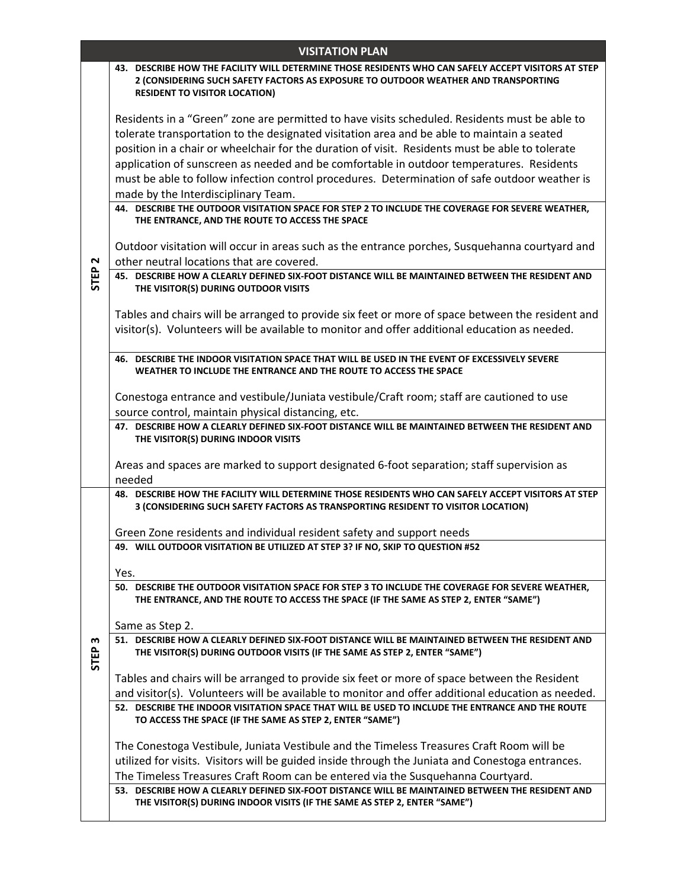## VISITATION PLAN

### STEP 2

**43. DESCRIBE HOW THE FACILITY WILL DETERMINE THOSE RESIDENTS WHO CAN SAFELY ACCEPT VISITORS AT STEP 2 (CONSIDERING SUCH SAFETY FACTORS AS EXPOSURE TO OUTDOOR WEATHER AND TRANSPORTING RESIDENT TO VISITOR LOCATION)**

Residents in a “Green” zone are permitted to have visits scheduled. Residents must be able to tolerate transportation to the designated visitation area and be able to maintain a seated position in a chair or wheelchair for the duration of visit. Residents must be able to tolerate application of sunscreen as needed and be comfortable in outdoor temperatures. Residents must be able to follow infection control procedures. Determination of safe outdoor weather is made by the Interdisciplinary Team.

**44. DESCRIBE THE OUTDOOR VISITATION SPACE FOR STEP 2 TO INCLUDE THE COVERAGE FOR SEVERE WEATHER, THE ENTRANCE, AND THE ROUTE TO ACCESS THE SPACE**

Outdoor visitation will occur in areas such as the entrance porches, Susquehanna courtyard and other neutral locations that are covered.

**45. DESCRIBE HOW A CLEARLY DEFINED SIX-FOOT DISTANCE WILL BE MAINTAINED BETWEEN THE RESIDENT AND THE VISITOR(S) DURING OUTDOOR VISITS**

Tables and chairs will be arranged to provide six feet or more of space between the resident and visitor(s). Volunteers will be available to monitor and offer additional education as needed.

**46. DESCRIBE THE INDOOR VISITATION SPACE THAT WILL BE USED IN THE EVENT OF EXCESSIVELY SEVERE WEATHER TO INCLUDE THE ENTRANCE AND THE ROUTE TO ACCESS THE SPACE**

Conestoga entrance and vestibule/Juniata vestibule/Craft room; staff are cautioned to use source control, maintain physical distancing, etc.

**47. DESCRIBE HOW A CLEARLY DEFINED SIX-FOOT DISTANCE WILL BE MAINTAINED BETWEEN THE RESIDENT AND THE VISITOR(S) DURING INDOOR VISITS**

Areas and spaces are marked to support designated 6-foot separation; staff supervision as needed

### STEP 3

**48. DESCRIBE HOW THE FACILITY WILL DETERMINE THOSE RESIDENTS WHO CAN SAFELY ACCEPT VISITORS AT STEP 3 (CONSIDERING SUCH SAFETY FACTORS AS TRANSPORTING RESIDENT TO VISITOR LOCATION)**

Green Zone residents and individual resident safety and support needs

**49. WILL OUTDOOR VISITATION BE UTILIZED AT STEP 3? IF NO, SKIP TO QUESTION #52**

Yes.

**50. DESCRIBE THE OUTDOOR VISITATION SPACE FOR STEP 3 TO INCLUDE THE COVERAGE FOR SEVERE WEATHER, THE ENTRANCE, AND THE ROUTE TO ACCESS THE SPACE (IF THE SAME AS STEP 2, ENTER “SAME”)**

Same as Step 2.

**51. DESCRIBE HOW A CLEARLY DEFINED SIX-FOOT DISTANCE WILL BE MAINTAINED BETWEEN THE RESIDENT AND THE VISITOR(S) DURING OUTDOOR VISITS (IF THE SAME AS STEP 2, ENTER “SAME”)**

Tables and chairs will be arranged to provide six feet or more of space between the Resident and visitor(s). Volunteers will be available to monitor and offer additional education as needed.

**52. DESCRIBE THE INDOOR VISITATION SPACE THAT WILL BE USED TO INCLUDE THE ENTRANCE AND THE ROUTE TO ACCESS THE SPACE (IF THE SAME AS STEP 2, ENTER “SAME”)**

The Conestoga Vestibule, Juniata Vestibule and the Timeless Treasures Craft Room will be utilized for visits. Visitors will be guided inside through the Juniata and Conestoga entrances. The Timeless Treasures Craft Room can be entered via the Susquehanna Courtyard.

**53. DESCRIBE HOW A CLEARLY DEFINED SIX-FOOT DISTANCE WILL BE MAINTAINED BETWEEN THE RESIDENT AND THE VISITOR(S) DURING INDOOR VISITS (IF THE SAME AS STEP 2, ENTER “SAME”)**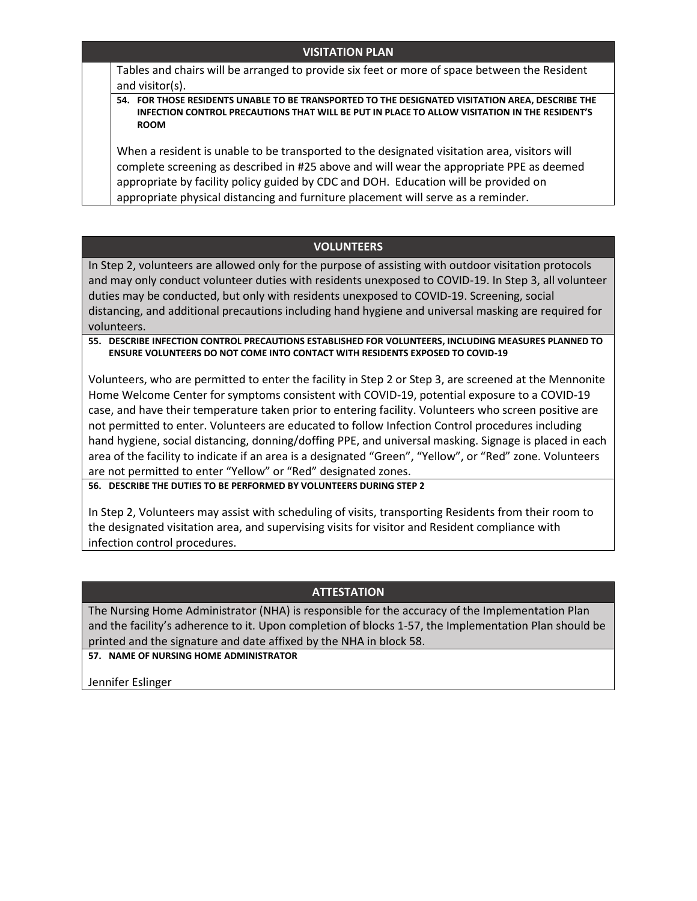## VISITATION PLAN

Tables and chairs will be arranged to provide six feet or more of space between the Resident and visitor(s).

**54. FOR THOSE RESIDENTS UNABLE TO BE TRANSPORTED TO THE DESIGNATED VISITATION AREA, DESCRIBE THE INFECTION CONTROL PRECAUTIONS THAT WILL BE PUT IN PLACE TO ALLOW VISITATION IN THE RESIDENT'S ROOM**

When a resident is unable to be transported to the designated visitation area, visitors will complete screening as described in #25 above and will wear the appropriate PPE as deemed appropriate by facility policy guided by CDC and DOH. Education will be provided on appropriate physical distancing and furniture placement will serve as a reminder.

## VOLUNTEERS

In Step 2, volunteers are allowed only for the purpose of assisting with outdoor visitation protocols and may only conduct volunteer duties with residents unexposed to COVID-19. In Step 3, all volunteer duties may be conducted, but only with residents unexposed to COVID-19. Screening, social distancing, and additional precautions including hand hygiene and universal masking are required for volunteers.

**55. DESCRIBE INFECTION CONTROL PRECAUTIONS ESTABLISHED FOR VOLUNTEERS, INCLUDING MEASURES PLANNED TO ENSURE VOLUNTEERS DO NOT COME INTO CONTACT WITH RESIDENTS EXPOSED TO COVID-19**

Volunteers, who are permitted to enter the facility in Step 2 or Step 3, are screened at the Mennonite Home Welcome Center for symptoms consistent with COVID-19, potential exposure to a COVID-19 case, and have their temperature taken prior to entering facility. Volunteers who screen positive are not permitted to enter. Volunteers are educated to follow Infection Control procedures including hand hygiene, social distancing, donning/doffing PPE, and universal masking. Signage is placed in each area of the facility to indicate if an area is a designated "Green", "Yellow", or "Red" zone. Volunteers are not permitted to enter "Yellow" or "Red" designated zones.

**56. DESCRIBE THE DUTIES TO BE PERFORMED BY VOLUNTEERS DURING STEP 2**

In Step 2, Volunteers may assist with scheduling of visits, transporting Residents from their room to the designated visitation area, and supervising visits for visitor and Resident compliance with infection control procedures.

## ATTESTATION

The Nursing Home Administrator (NHA) is responsible for the accuracy of the Implementation Plan and the facility's adherence to it. Upon completion of blocks 1-57, the Implementation Plan should be printed and the signature and date affixed by the NHA in block 58.

**57. NAME OF NURSING HOME ADMINISTRATOR**

Jennifer Eslinger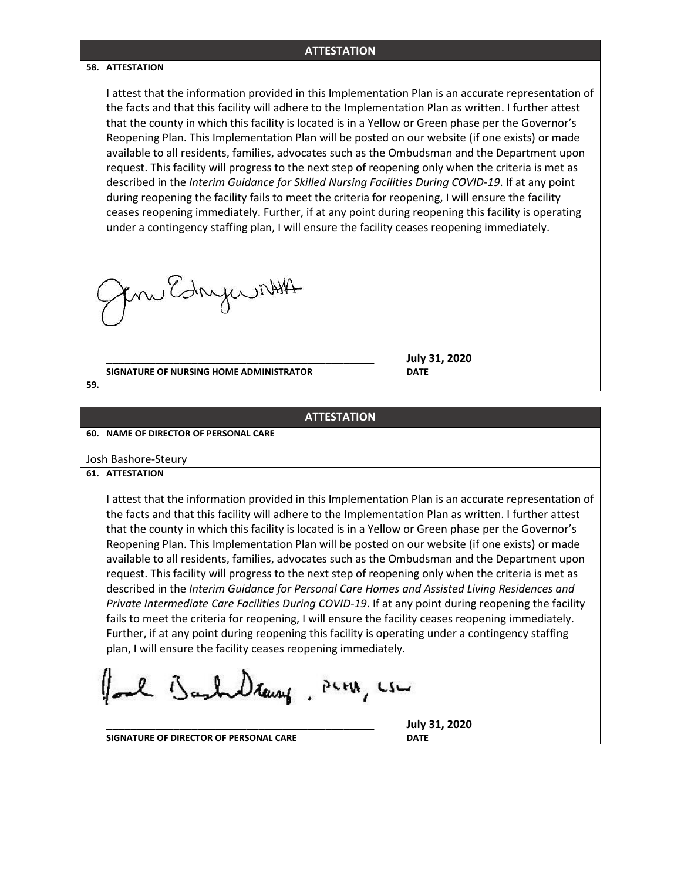## ATTESTATION

**58. ATTESTATION**

I attest that the information provided in this Implementation Plan is an accurate representation of the facts and that this facility will adhere to the Implementation Plan as written. I further attest that the county in which this facility is located is in a Yellow or Green phase per the Governor's Reopening Plan. This Implementation Plan will be posted on our website (if one exists) or made available to all residents, families, advocates such as the Ombudsman and the Department upon request. This facility will progress to the next step of reopening only when the criteria is met as described in the *Interim Guidance for Skilled Nursing Facilities During COVID-19*. If at any point during reopening the facility fails to meet the criteria for reopening, I will ensure the facility ceases reopening immediately. Further, if at any point during reopening this facility is operating under a contingency staffing plan, I will ensure the facility ceases reopening immediately.

Jen Edinger NHA

**SIGNATURE OF NURSING HOME ADMINISTRATOR** — **DATE: July 31, 2020**

**59.**

## ATTESTATION

**60. NAME OF DIRECTOR OF PERSONAL CARE**

Josh Bashore-Steury

**61. ATTESTATION**

I attest that the information provided in this Implementation Plan is an accurate representation of the facts and that this facility will adhere to the Implementation Plan as written. I further attest that the county in which this facility is located is in a Yellow or Green phase per the Governor's Reopening Plan. This Implementation Plan will be posted on our website (if one exists) or made available to all residents, families, advocates such as the Ombudsman and the Department upon request. This facility will progress to the next step of reopening only when the criteria is met as described in the *Interim Guidance for Personal Care Homes and Assisted Living Residences and Private Intermediate Care Facilities During COVID-19*. If at any point during reopening the facility fails to meet the criteria for reopening, I will ensure the facility ceases reopening immediately. Further, if at any point during reopening this facility is operating under a contingency staffing plan, I will ensure the facility ceases reopening immediately.

Joel BashSteury, PCHA, LSW

**SIGNATURE OF DIRECTOR OF PERSONAL CARE** — **DATE: July 31, 2020**